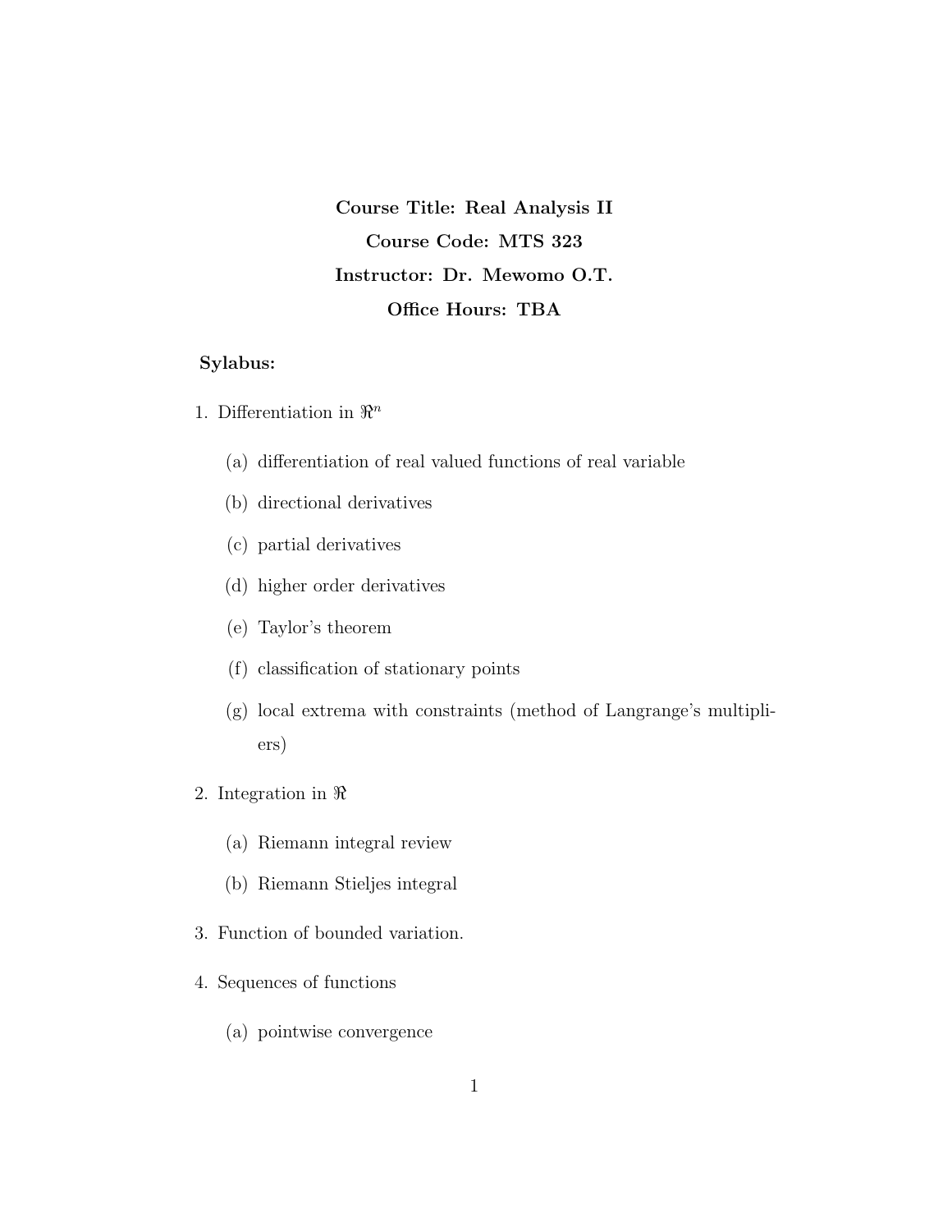**Course Title: Real Analysis II**

**Course Code: MTS 323**

**Instructor: Dr. Mewomo O.T.**

**Office Hours: TBA**

**Sylabus:**

1. Differentiation in $\Re^n$
   - (a) differentiation of real valued functions of real variable
   - (b) directional derivatives
   - (c) partial derivatives
   - (d) higher order derivatives
   - (e) Taylor's theorem
   - (f) classification of stationary points
   - (g) local extrema with constraints (method of Langrange's multipliers)
2. Integration in $\Re$
   - (a) Riemann integral review
   - (b) Riemann Stieljes integral
3. Function of bounded variation.
4. Sequences of functions
   - (a) pointwise convergence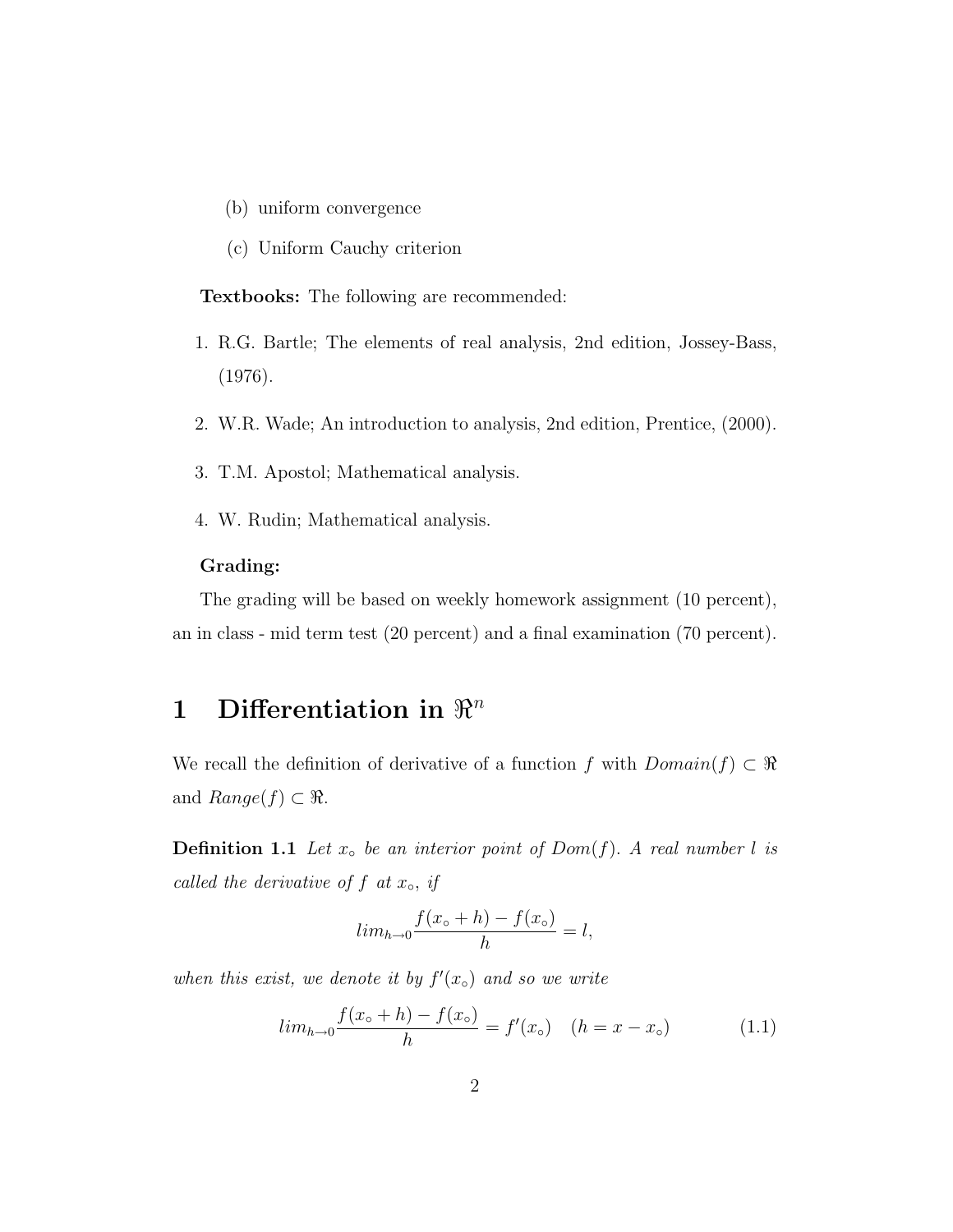(b) uniform convergence

(c) Uniform Cauchy criterion

**Textbooks:** The following are recommended:

1. R.G. Bartle; The elements of real analysis, 2nd edition, Jossey-Bass, (1976).
2. W.R. Wade; An introduction to analysis, 2nd edition, Prentice, (2000).
3. T.M. Apostol; Mathematical analysis.
4. W. Rudin; Mathematical analysis.

**Grading:**

The grading will be based on weekly homework assignment (10 percent), an in class - mid term test (20 percent) and a final examination (70 percent).

# 1 Differentiation in $\Re^n$

We recall the definition of derivative of a function $f$ with $Domain(f) \subset \Re$ and $Range(f) \subset \Re$.

**Definition 1.1** *Let $x_\circ$ be an interior point of $Dom(f)$. A real number $l$ is called the derivative of $f$ at $x_\circ$, if*

$$lim_{h \to 0} \frac{f(x_\circ + h) - f(x_\circ)}{h} = l,$$

*when this exist, we denote it by $f'(x_\circ)$ and so we write*

$$lim_{h \to 0} \frac{f(x_\circ + h) - f(x_\circ)}{h} = f'(x_\circ) \quad (h = x - x_\circ) \tag{1.1}$$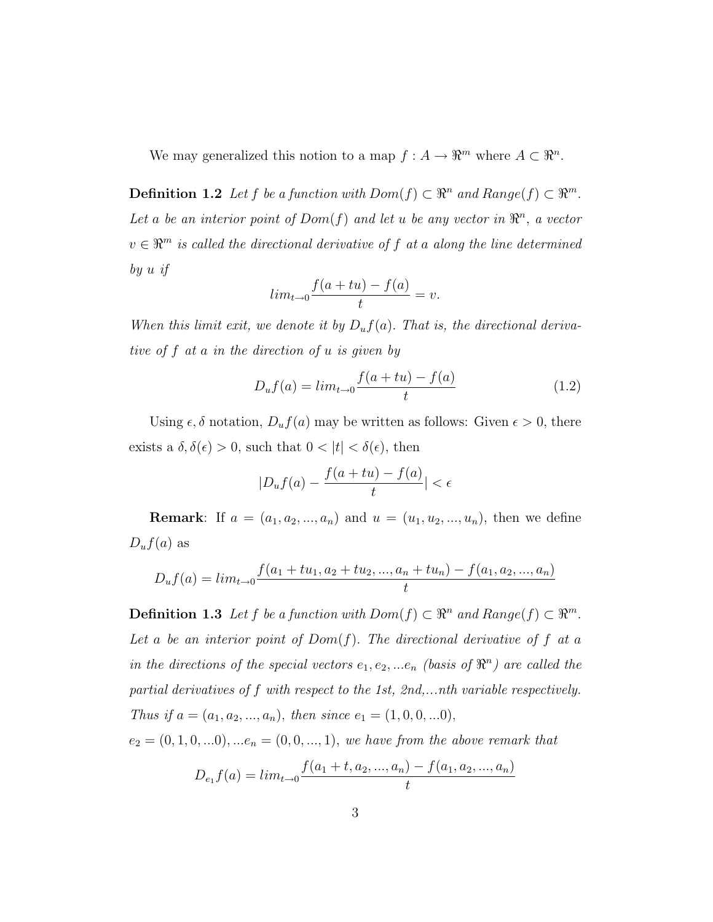We may generalized this notion to a map $f : A \rightarrow \Re^m$ where $A \subset \Re^n$.

**Definition 1.2** *Let $f$ be a function with $Dom(f) \subset \Re^n$ and $Range(f) \subset \Re^m$. Let $a$ be an interior point of $Dom(f)$ and let $u$ be any vector in $\Re^n$, a vector $v \in \Re^m$ is called the directional derivative of $f$ at $a$ along the line determined by $u$ if*

$$lim_{t \rightarrow 0} \frac{f(a + tu) - f(a)}{t} = v.$$

*When this limit exit, we denote it by $D_u f(a)$. That is, the directional derivative of $f$ at $a$ in the direction of $u$ is given by*

$$D_u f(a) = lim_{t \rightarrow 0} \frac{f(a + tu) - f(a)}{t} \tag{1.2}$$

Using $\epsilon, \delta$ notation, $D_u f(a)$ may be written as follows: Given $\epsilon > 0$, there exists a $\delta, \delta(\epsilon) > 0$, such that $0 < |t| < \delta(\epsilon)$, then

$$|D_u f(a) - \frac{f(a + tu) - f(a)}{t}| < \epsilon$$

**Remark**: If $a = (a_1, a_2, ..., a_n)$ and $u = (u_1, u_2, ..., u_n)$, then we define $D_u f(a)$ as

$$D_u f(a) = lim_{t \rightarrow 0} \frac{f(a_1 + tu_1, a_2 + tu_2, ..., a_n + tu_n) - f(a_1, a_2, ..., a_n)}{t}$$

**Definition 1.3** *Let $f$ be a function with $Dom(f) \subset \Re^n$ and $Range(f) \subset \Re^m$. Let $a$ be an interior point of $Dom(f)$. The directional derivative of $f$ at $a$ in the directions of the special vectors $e_1, e_2, ...e_n$ (basis of $\Re^n$) are called the partial derivatives of $f$ with respect to the 1st, 2nd,...nth variable respectively. Thus if $a = (a_1, a_2, ..., a_n)$, then since $e_1 = (1, 0, 0, ...0)$, $e_2 = (0, 1, 0, ...0), ...e_n = (0, 0, ..., 1)$, we have from the above remark that*

$$D_{e_1} f(a) = lim_{t \rightarrow 0} \frac{f(a_1 + t, a_2, ..., a_n) - f(a_1, a_2, ..., a_n)}{t}$$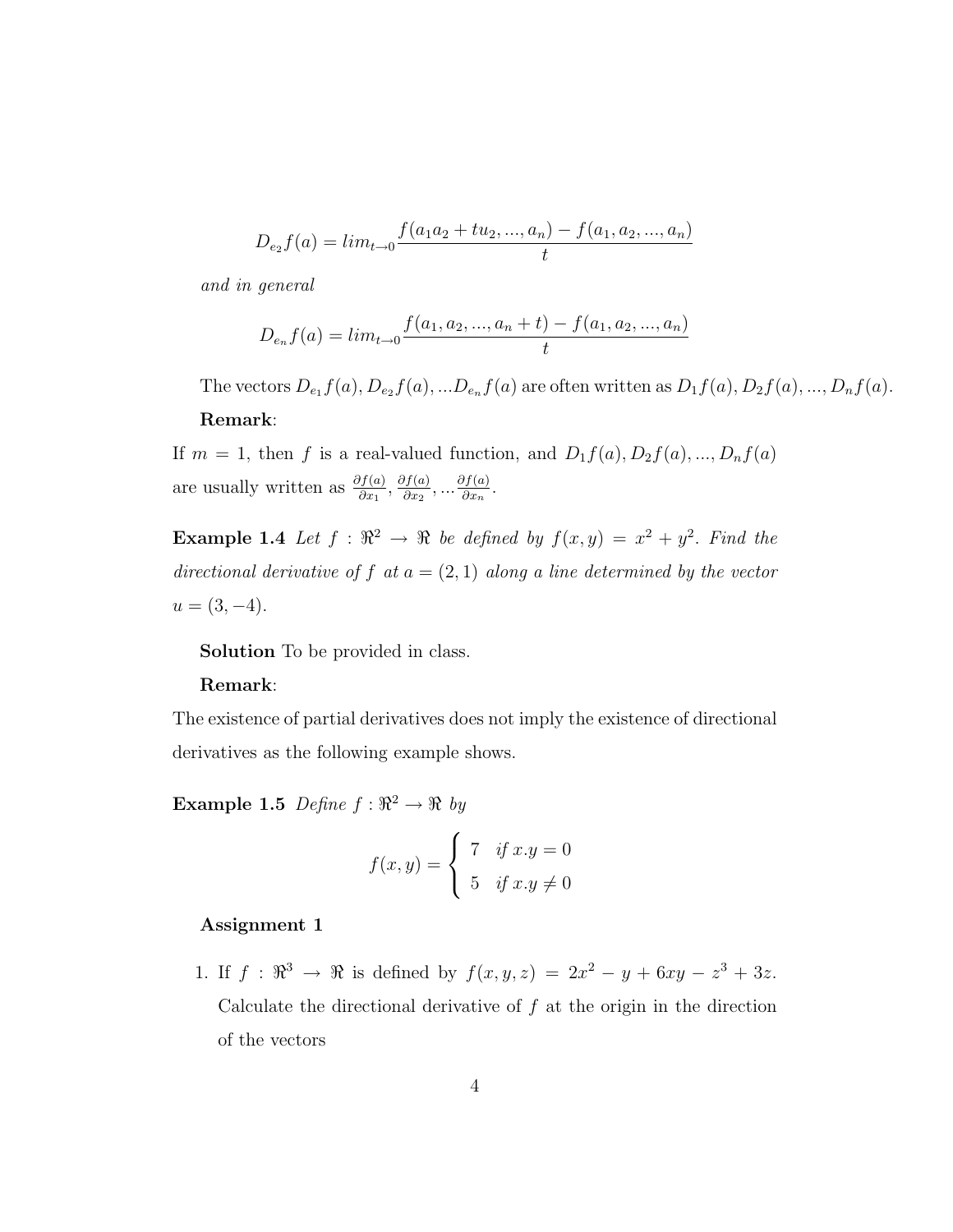$$D_{e_2}f(a) = lim_{t \to 0} \frac{f(a_1 a_2 + tu_2, ..., a_n) - f(a_1, a_2, ..., a_n)}{t}$$

*and in general*

$$D_{e_n}f(a) = lim_{t \to 0} \frac{f(a_1, a_2, ..., a_n + t) - f(a_1, a_2, ..., a_n)}{t}$$

The vectors $D_{e_1}f(a), D_{e_2}f(a), ...D_{e_n}f(a)$ are often written as $D_1 f(a), D_2 f(a), ..., D_n f(a)$.

**Remark**:

If $m = 1$, then $f$ is a real-valued function, and $D_1 f(a), D_2 f(a), ..., D_n f(a)$ are usually written as $\frac{\partial f(a)}{\partial x_1}, \frac{\partial f(a)}{\partial x_2}, ... \frac{\partial f(a)}{\partial x_n}$.

**Example 1.4** *Let $f : \Re^2 \to \Re$ be defined by $f(x, y) = x^2 + y^2$. Find the directional derivative of $f$ at $a = (2, 1)$ along a line determined by the vector $u = (3, -4)$.*

**Solution** To be provided in class.

**Remark**:

The existence of partial derivatives does not imply the existence of directional derivatives as the following example shows.

**Example 1.5** *Define $f : \Re^2 \to \Re$ by*

$$f(x, y) = \begin{cases} 7 & if\ x.y = 0 \\ 5 & if\ x.y \neq 0 \end{cases}$$

**Assignment 1**

1. If $f : \Re^3 \to \Re$ is defined by $f(x, y, z) = 2x^2 - y + 6xy - z^3 + 3z$. Calculate the directional derivative of $f$ at the origin in the direction of the vectors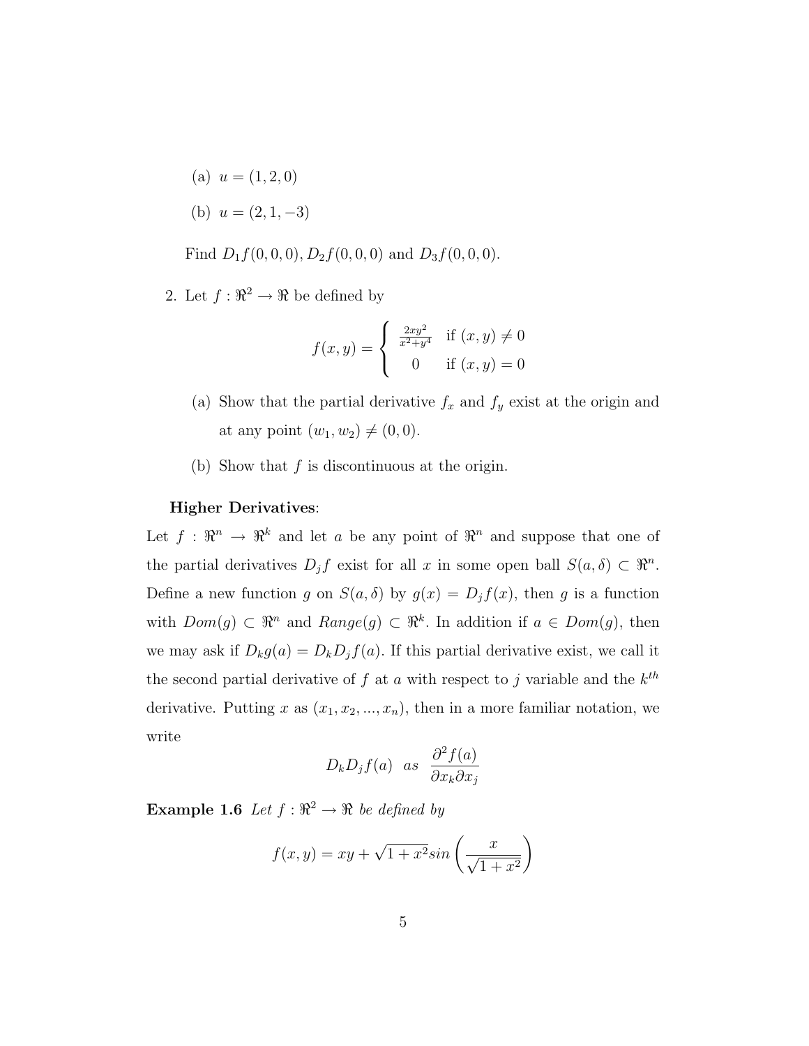(a) $u = (1, 2, 0)$

(b) $u = (2, 1, -3)$

Find $D_1 f(0,0,0), D_2 f(0,0,0)$ and $D_3 f(0,0,0)$.

2. Let $f : \Re^2 \to \Re$ be defined by

$$f(x, y) = \begin{cases} \frac{2xy^2}{x^2+y^4} & \text{if } (x, y) \neq 0 \\ 0 & \text{if } (x, y) = 0 \end{cases}$$

   (a) Show that the partial derivative $f_x$ and $f_y$ exist at the origin and at any point $(w_1, w_2) \neq (0, 0)$.

   (b) Show that $f$ is discontinuous at the origin.

**Higher Derivatives**:

Let $f : \Re^n \to \Re^k$ and let $a$ be any point of $\Re^n$ and suppose that one of the partial derivatives $D_j f$ exist for all $x$ in some open ball $S(a, \delta) \subset \Re^n$. Define a new function $g$ on $S(a, \delta)$ by $g(x) = D_j f(x)$, then $g$ is a function with $Dom(g) \subset \Re^n$ and $Range(g) \subset \Re^k$. In addition if $a \in Dom(g)$, then we may ask if $D_k g(a) = D_k D_j f(a)$. If this partial derivative exist, we call it the second partial derivative of $f$ at $a$ with respect to $j$ variable and the $k^{th}$ derivative. Putting $x$ as $(x_1, x_2, ..., x_n)$, then in a more familiar notation, we write

$$D_k D_j f(a) \;\; as \;\; \frac{\partial^2 f(a)}{\partial x_k \partial x_j}$$

**Example 1.6** *Let $f : \Re^2 \to \Re$ be defined by*

$$f(x, y) = xy + \sqrt{1 + x^2} sin\left(\frac{x}{\sqrt{1 + x^2}}\right)$$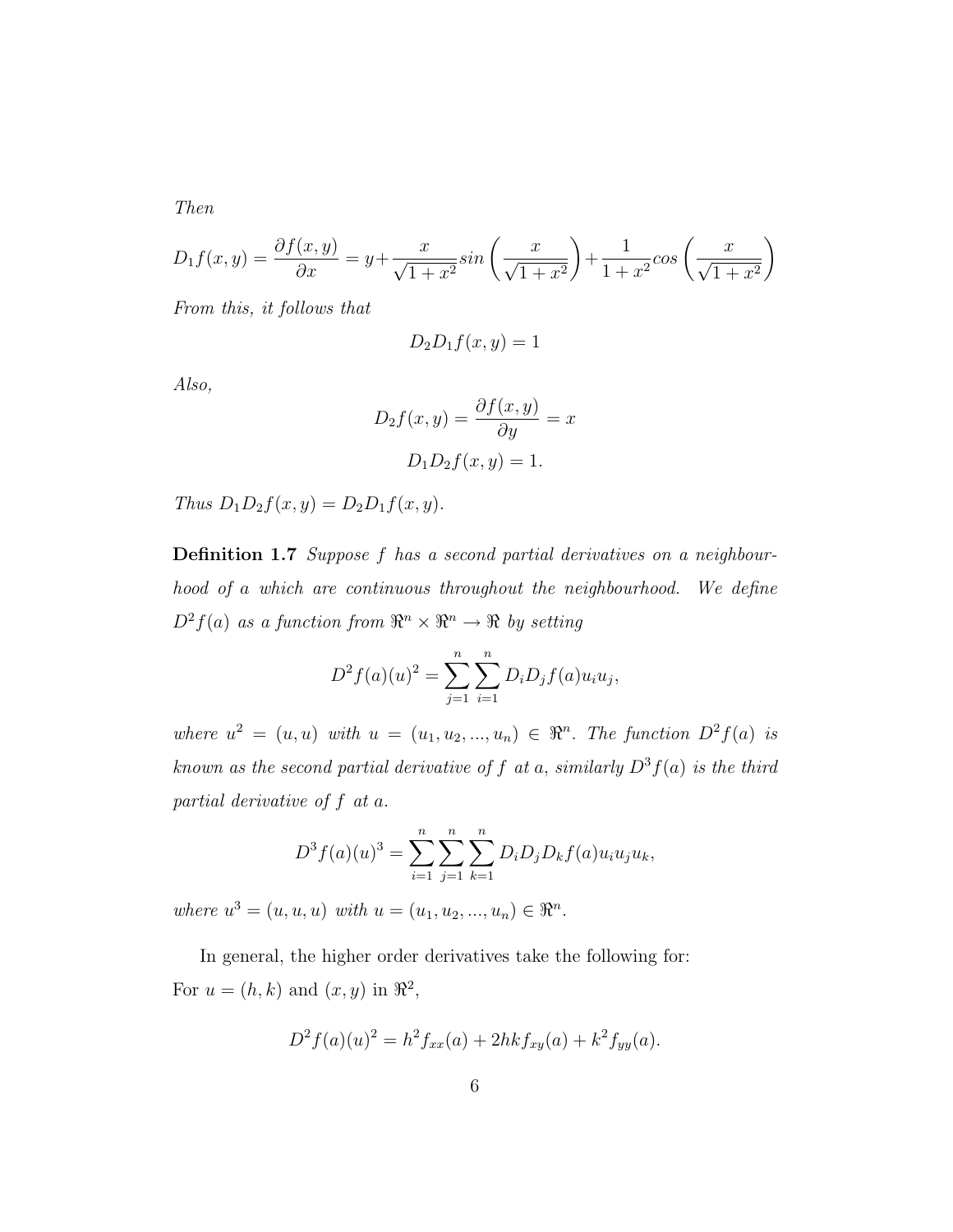*Then*

$$D_1 f(x,y) = \frac{\partial f(x,y)}{\partial x} = y + \frac{x}{\sqrt{1+x^2}} sin\left(\frac{x}{\sqrt{1+x^2}}\right) + \frac{1}{1+x^2} cos\left(\frac{x}{\sqrt{1+x^2}}\right)$$

*From this, it follows that*

$$D_2 D_1 f(x,y) = 1$$

*Also,*

$$D_2 f(x,y) = \frac{\partial f(x,y)}{\partial y} = x$$

$$D_1 D_2 f(x,y) = 1.$$

*Thus* $D_1 D_2 f(x,y) = D_2 D_1 f(x,y)$.

**Definition 1.7** *Suppose $f$ has a second partial derivatives on a neighbourhood of $a$ which are continuous throughout the neighbourhood. We define $D^2 f(a)$ as a function from $\Re^n \times \Re^n \to \Re$ by setting*

$$D^2 f(a)(u)^2 = \sum_{j=1}^{n} \sum_{i=1}^{n} D_i D_j f(a) u_i u_j,$$

*where $u^2 = (u, u)$ with $u = (u_1, u_2, ..., u_n) \in \Re^n$. The function $D^2 f(a)$ is known as the second partial derivative of $f$ at $a$, similarly $D^3 f(a)$ is the third partial derivative of $f$ at $a$.*

$$D^3 f(a)(u)^3 = \sum_{i=1}^{n} \sum_{j=1}^{n} \sum_{k=1}^{n} D_i D_j D_k f(a) u_i u_j u_k,$$

*where $u^3 = (u, u, u)$ with $u = (u_1, u_2, ..., u_n) \in \Re^n$.*

In general, the higher order derivatives take the following for:
For $u = (h, k)$ and $(x, y)$ in $\Re^2$,

$$D^2 f(a)(u)^2 = h^2 f_{xx}(a) + 2hk f_{xy}(a) + k^2 f_{yy}(a).$$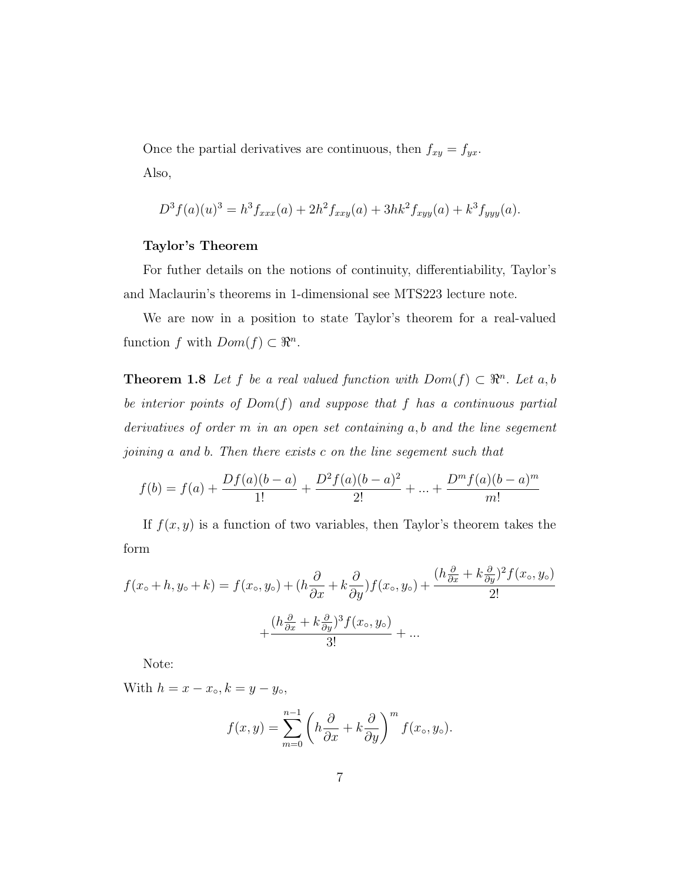Once the partial derivatives are continuous, then $f_{xy} = f_{yx}$.

Also,

$$D^3 f(a)(u)^3 = h^3 f_{xxx}(a) + 2h^2 f_{xxy}(a) + 3hk^2 f_{xyy}(a) + k^3 f_{yyy}(a).$$

**Taylor's Theorem**

For futher details on the notions of continuity, differentiability, Taylor's and Maclaurin's theorems in 1-dimensional see MTS223 lecture note.

We are now in a position to state Taylor's theorem for a real-valued function $f$ with $Dom(f) \subset \Re^n$.

**Theorem 1.8** *Let $f$ be a real valued function with $Dom(f) \subset \Re^n$. Let $a, b$ be interior points of $Dom(f)$ and suppose that $f$ has a continuous partial derivatives of order $m$ in an open set containing $a, b$ and the line segement joining $a$ and $b$. Then there exists $c$ on the line segement such that*

$$f(b) = f(a) + \frac{Df(a)(b-a)}{1!} + \frac{D^2 f(a)(b-a)^2}{2!} + ... + \frac{D^m f(a)(b-a)^m}{m!}$$

If $f(x, y)$ is a function of two variables, then Taylor's theorem takes the form

$$f(x_\circ + h, y_\circ + k) = f(x_\circ, y_\circ) + (h\frac{\partial}{\partial x} + k\frac{\partial}{\partial y})f(x_\circ, y_\circ) + \frac{(h\frac{\partial}{\partial x} + k\frac{\partial}{\partial y})^2 f(x_\circ, y_\circ)}{2!}$$

$$+ \frac{(h\frac{\partial}{\partial x} + k\frac{\partial}{\partial y})^3 f(x_\circ, y_\circ)}{3!} + ...$$

Note:

With $h = x - x_\circ, k = y - y_\circ$,

$$f(x, y) = \sum_{m=0}^{n-1} \left( h\frac{\partial}{\partial x} + k\frac{\partial}{\partial y} \right)^m f(x_\circ, y_\circ).$$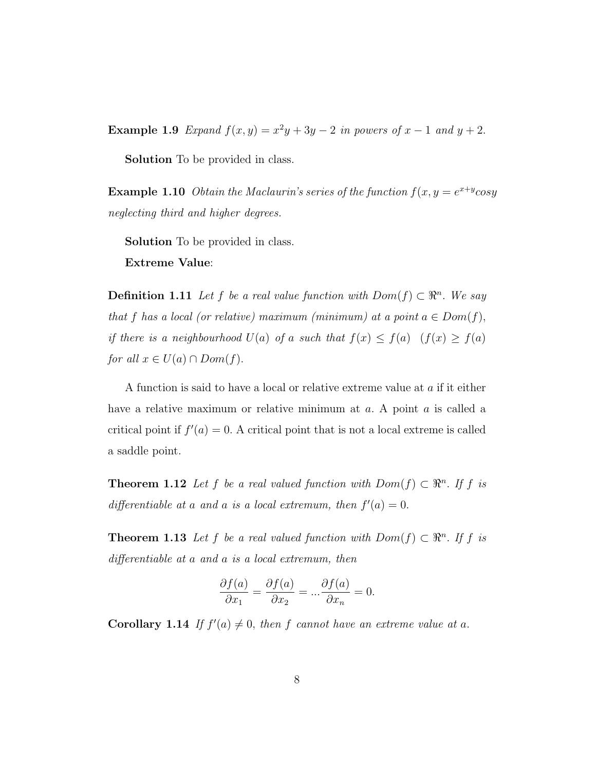**Example 1.9** *Expand $f(x, y) = x^2y + 3y - 2$ in powers of $x - 1$ and $y + 2$.*

**Solution** To be provided in class.

**Example 1.10** *Obtain the Maclaurin's series of the function $f(x, y = e^{x+y}cosy$ neglecting third and higher degrees.*

**Solution** To be provided in class.

**Extreme Value**:

**Definition 1.11** *Let $f$ be a real value function with $Dom(f) \subset \Re^n$. We say that $f$ has a local (or relative) maximum (minimum) at a point $a \in Dom(f)$, if there is a neighbourhood $U(a)$ of $a$ such that $f(x) \leq f(a)$ $(f(x) \geq f(a)$ for all $x \in U(a) \cap Dom(f)$.*

A function is said to have a local or relative extreme value at $a$ if it either have a relative maximum or relative minimum at $a$. A point $a$ is called a critical point if $f'(a) = 0$. A critical point that is not a local extreme is called a saddle point.

**Theorem 1.12** *Let $f$ be a real valued function with $Dom(f) \subset \Re^n$. If $f$ is differentiable at $a$ and $a$ is a local extremum, then $f'(a) = 0$.*

**Theorem 1.13** *Let $f$ be a real valued function with $Dom(f) \subset \Re^n$. If $f$ is differentiable at $a$ and $a$ is a local extremum, then*

$$\frac{\partial f(a)}{\partial x_1} = \frac{\partial f(a)}{\partial x_2} = ... \frac{\partial f(a)}{\partial x_n} = 0.$$

**Corollary 1.14** *If $f'(a) \neq 0$, then $f$ cannot have an extreme value at $a$.*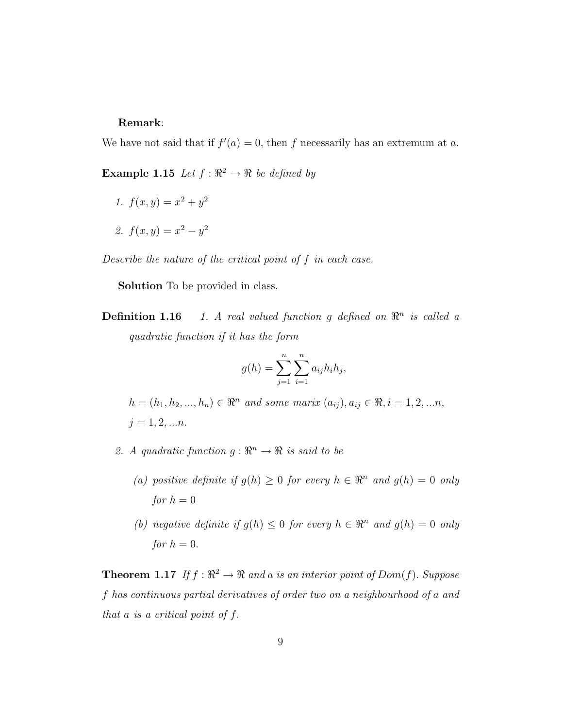**Remark**:

We have not said that if $f'(a) = 0$, then $f$ necessarily has an extremum at $a$.

**Example 1.15** *Let $f : \Re^2 \to \Re$ be defined by*

1. $f(x, y) = x^2 + y^2$
2. $f(x, y) = x^2 - y^2$

*Describe the nature of the critical point of $f$ in each case.*

**Solution** To be provided in class.

**Definition 1.16** 1. *A real valued function $g$ defined on $\Re^n$ is called a quadratic function if it has the form*

$$g(h) = \sum_{j=1}^{n} \sum_{i=1}^{n} a_{ij} h_i h_j,$$

*$h = (h_1, h_2, ..., h_n) \in \Re^n$ and some marix $(a_{ij}), a_{ij} \in \Re, i = 1, 2, ...n,$ $j = 1, 2, ...n.$*

2. *A quadratic function $g : \Re^n \to \Re$ is said to be*
   (a) *positive definite if $g(h) \geq 0$ for every $h \in \Re^n$ and $g(h) = 0$ only for $h = 0$*
   (b) *negative definite if $g(h) \leq 0$ for every $h \in \Re^n$ and $g(h) = 0$ only for $h = 0$.*

**Theorem 1.17** *If $f : \Re^2 \to \Re$ and $a$ is an interior point of $Dom(f)$. Suppose $f$ has continuous partial derivatives of order two on a neighbourhood of $a$ and that $a$ is a critical point of $f$.*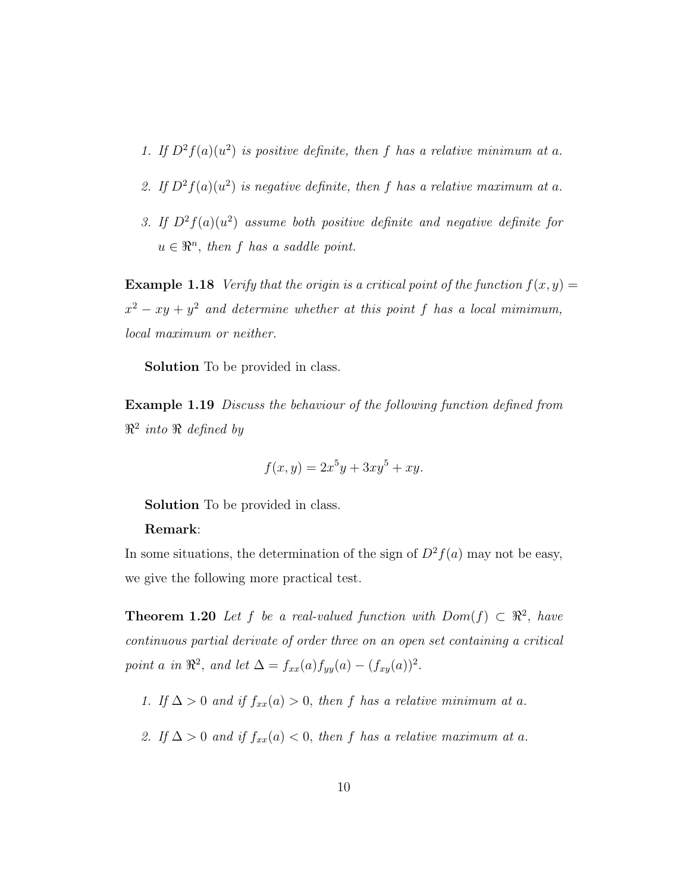1. *If $D^2f(a)(u^2)$ is positive definite, then $f$ has a relative minimum at $a$.*

2. *If $D^2f(a)(u^2)$ is negative definite, then $f$ has a relative maximum at $a$.*

3. *If $D^2f(a)(u^2)$ assume both positive definite and negative definite for $u \in \Re^n$, then $f$ has a saddle point.*

**Example 1.18** *Verify that the origin is a critical point of the function $f(x, y) = x^2 - xy + y^2$ and determine whether at this point $f$ has a local mimimum, local maximum or neither.*

**Solution** To be provided in class.

**Example 1.19** *Discuss the behaviour of the following function defined from $\Re^2$ into $\Re$ defined by*

$$f(x, y) = 2x^5y + 3xy^5 + xy.$$

**Solution** To be provided in class.

**Remark**:

In some situations, the determination of the sign of $D^2f(a)$ may not be easy, we give the following more practical test.

**Theorem 1.20** *Let $f$ be a real-valued function with $Dom(f) \subset \Re^2$, have continuous partial derivate of order three on an open set containing a critical point $a$ in $\Re^2$, and let $\Delta = f_{xx}(a)f_{yy}(a) - (f_{xy}(a))^2$.*

1. *If $\Delta > 0$ and if $f_{xx}(a) > 0$, then $f$ has a relative minimum at $a$.*

2. *If $\Delta > 0$ and if $f_{xx}(a) < 0$, then $f$ has a relative maximum at $a$.*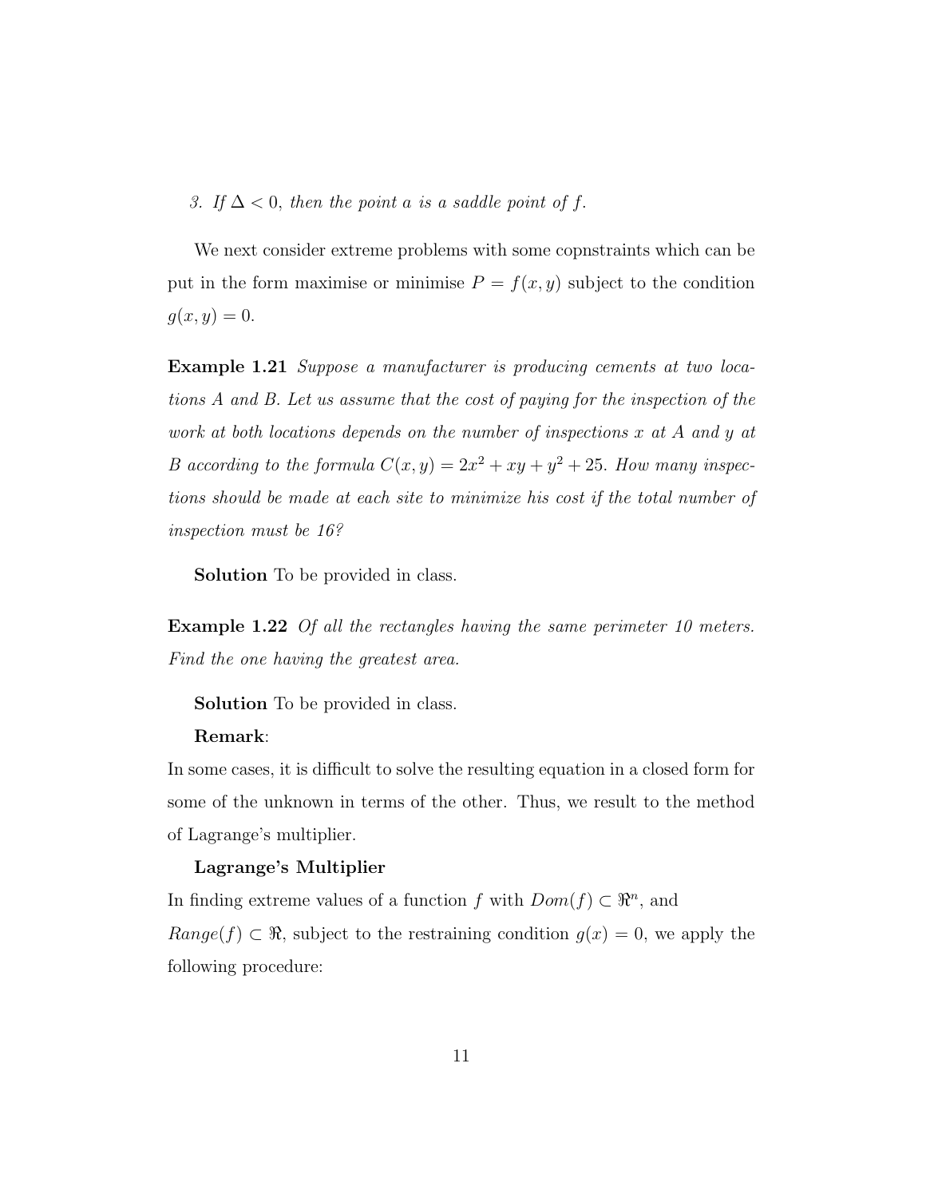3. *If $\Delta < 0$, then the point $a$ is a saddle point of $f$.*

We next consider extreme problems with some copnstraints which can be put in the form maximise or minimise $P = f(x, y)$ subject to the condition $g(x, y) = 0$.

**Example 1.21** *Suppose a manufacturer is producing cements at two locations A and B. Let us assume that the cost of paying for the inspection of the work at both locations depends on the number of inspections $x$ at A and $y$ at B according to the formula $C(x, y) = 2x^2 + xy + y^2 + 25$. How many inspections should be made at each site to minimize his cost if the total number of inspection must be 16?*

**Solution** To be provided in class.

**Example 1.22** *Of all the rectangles having the same perimeter 10 meters. Find the one having the greatest area.*

**Solution** To be provided in class.

**Remark**:

In some cases, it is difficult to solve the resulting equation in a closed form for some of the unknown in terms of the other. Thus, we result to the method of Lagrange's multiplier.

**Lagrange's Multiplier**

In finding extreme values of a function $f$ with $Dom(f) \subset \Re^n$, and $Range(f) \subset \Re$, subject to the restraining condition $g(x) = 0$, we apply the following procedure: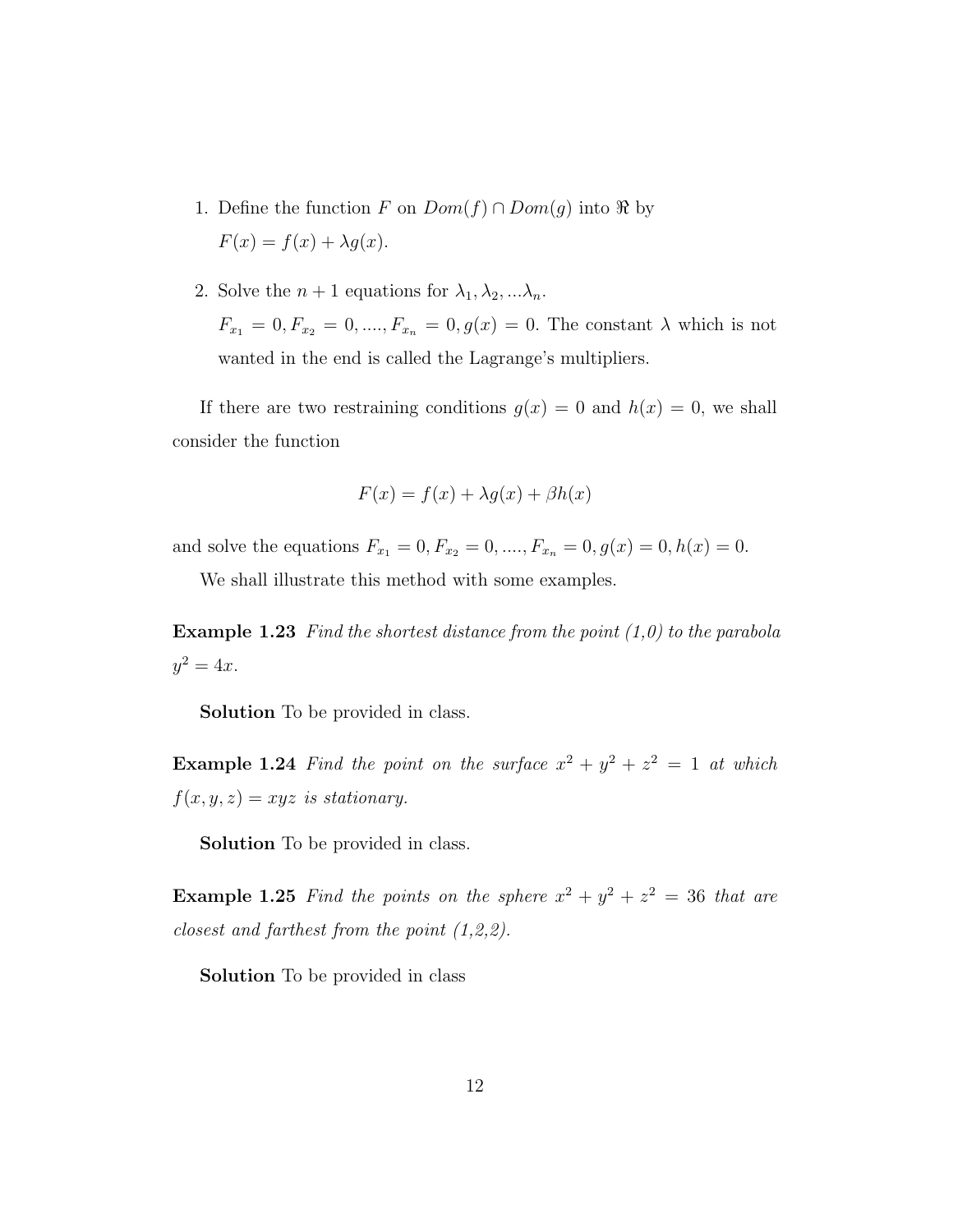1. Define the function $F$ on $Dom(f) \cap Dom(g)$ into $\Re$ by
   $F(x) = f(x) + \lambda g(x)$.

2. Solve the $n+1$ equations for $\lambda_1, \lambda_2, ...\lambda_n$.
   $F_{x_1} = 0, F_{x_2} = 0, ...., F_{x_n} = 0, g(x) = 0$. The constant $\lambda$ which is not wanted in the end is called the Lagrange's multipliers.

If there are two restraining conditions $g(x) = 0$ and $h(x) = 0$, we shall consider the function

$$F(x) = f(x) + \lambda g(x) + \beta h(x)$$

and solve the equations $F_{x_1} = 0, F_{x_2} = 0, ...., F_{x_n} = 0, g(x) = 0, h(x) = 0$.

We shall illustrate this method with some examples.

**Example 1.23** *Find the shortest distance from the point (1,0) to the parabola* $y^2 = 4x$.

**Solution** To be provided in class.

**Example 1.24** *Find the point on the surface* $x^2 + y^2 + z^2 = 1$ *at which* $f(x, y, z) = xyz$ *is stationary.*

**Solution** To be provided in class.

**Example 1.25** *Find the points on the sphere* $x^2 + y^2 + z^2 = 36$ *that are closest and farthest from the point (1,2,2).*

**Solution** To be provided in class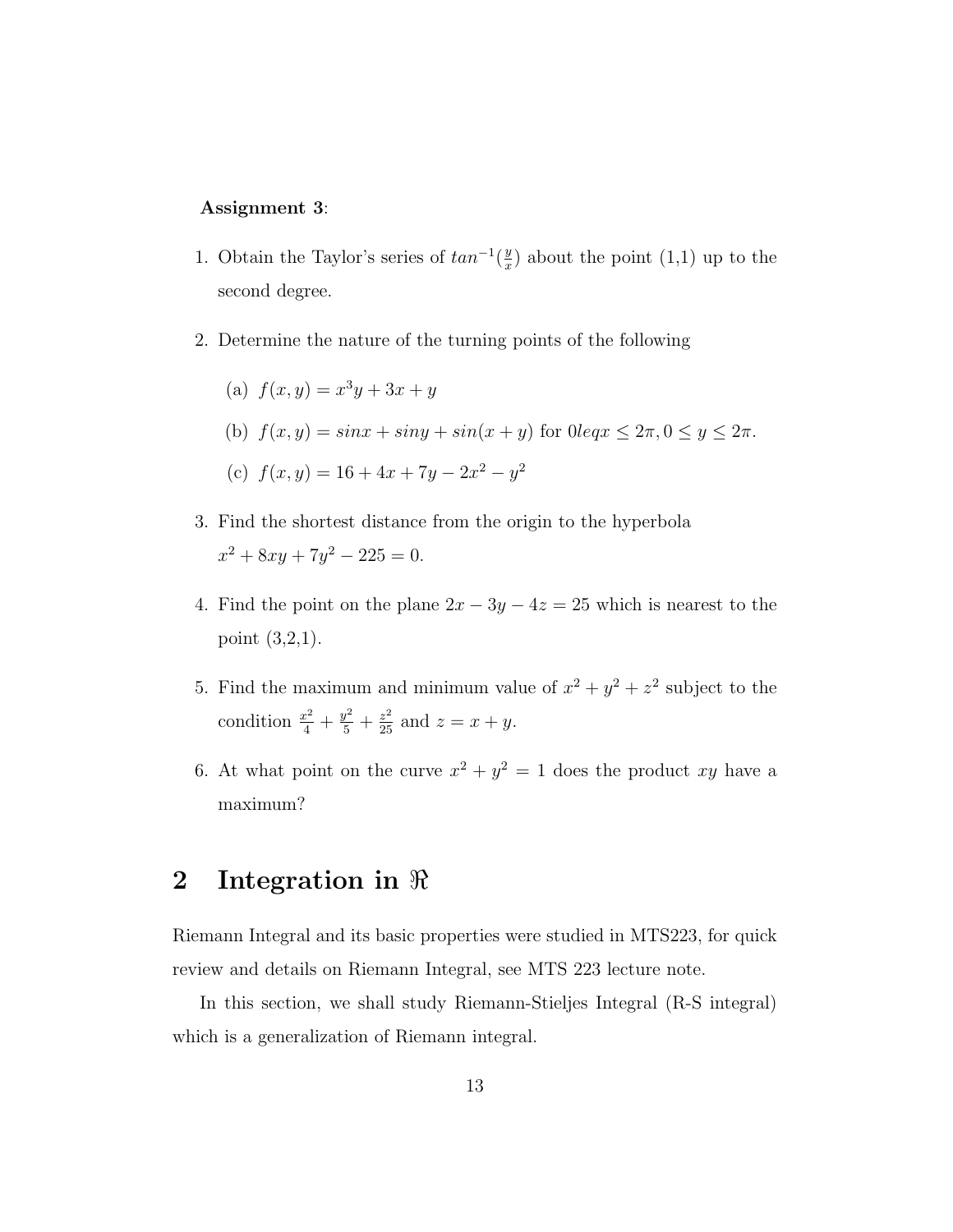**Assignment 3**:

1. Obtain the Taylor's series of $tan^{-1}(\frac{y}{x})$ about the point (1,1) up to the second degree.

2. Determine the nature of the turning points of the following

   (a) $f(x, y) = x^3y + 3x + y$

   (b) $f(x, y) = sinx + siny + sin(x + y)$ for $0leqx \leq 2\pi, 0 \leq y \leq 2\pi$.

   (c) $f(x, y) = 16 + 4x + 7y - 2x^2 - y^2$

3. Find the shortest distance from the origin to the hyperbola $x^2 + 8xy + 7y^2 - 225 = 0$.

4. Find the point on the plane $2x - 3y - 4z = 25$ which is nearest to the point (3,2,1).

5. Find the maximum and minimum value of $x^2 + y^2 + z^2$ subject to the condition $\frac{x^2}{4} + \frac{y^2}{5} + \frac{z^2}{25}$ and $z = x + y$.

6. At what point on the curve $x^2 + y^2 = 1$ does the product $xy$ have a maximum?

## 2 Integration in $\Re$

Riemann Integral and its basic properties were studied in MTS223, for quick review and details on Riemann Integral, see MTS 223 lecture note.

In this section, we shall study Riemann-Stieljes Integral (R-S integral) which is a generalization of Riemann integral.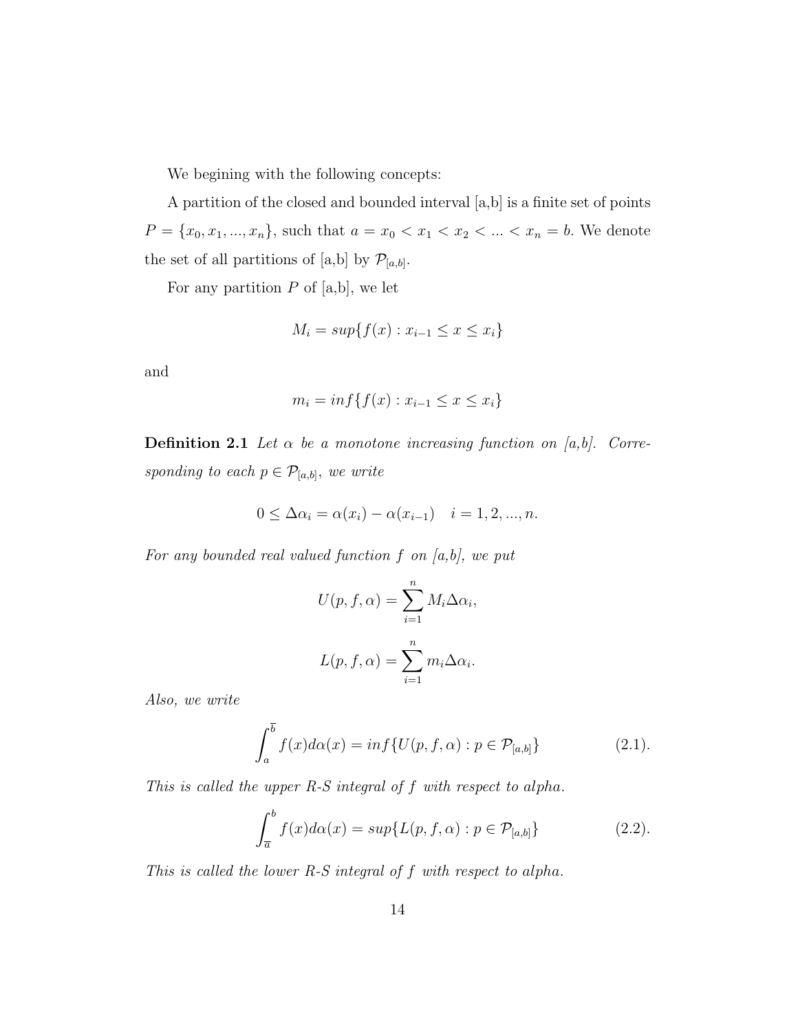We begining with the following concepts:

A partition of the closed and bounded interval [a,b] is a finite set of points $P = \{x_0, x_1, ..., x_n\}$, such that $a = x_0 < x_1 < x_2 < ... < x_n = b$. We denote the set of all partitions of [a,b] by $\mathcal{P}_{[a,b]}$.

For any partition $P$ of [a,b], we let

$$M_i = sup\{f(x) : x_{i-1} \leq x \leq x_i\}$$

and

$$m_i = inf\{f(x) : x_{i-1} \leq x \leq x_i\}$$

**Definition 2.1** *Let $\alpha$ be a monotone increasing function on [a,b]. Corresponding to each $p \in \mathcal{P}_{[a,b]}$, we write*

$$0 \leq \Delta\alpha_i = \alpha(x_i) - \alpha(x_{i-1}) \quad i = 1, 2, ..., n.$$

*For any bounded real valued function $f$ on [a,b], we put*

$$U(p, f, \alpha) = \sum_{i=1}^{n} M_i \Delta\alpha_i,$$

$$L(p, f, \alpha) = \sum_{i=1}^{n} m_i \Delta\alpha_i.$$

*Also, we write*

$$\int_a^{\overline{b}} f(x) d\alpha(x) = inf\{U(p, f, \alpha) : p \in \mathcal{P}_{[a,b]}\} \qquad (2.1).$$

*This is called the upper R-S integral of $f$ with respect to alpha.*

$$\int_{\overline{a}}^{b} f(x) d\alpha(x) = sup\{L(p, f, \alpha) : p \in \mathcal{P}_{[a,b]}\} \qquad (2.2).$$

*This is called the lower R-S integral of $f$ with respect to alpha.*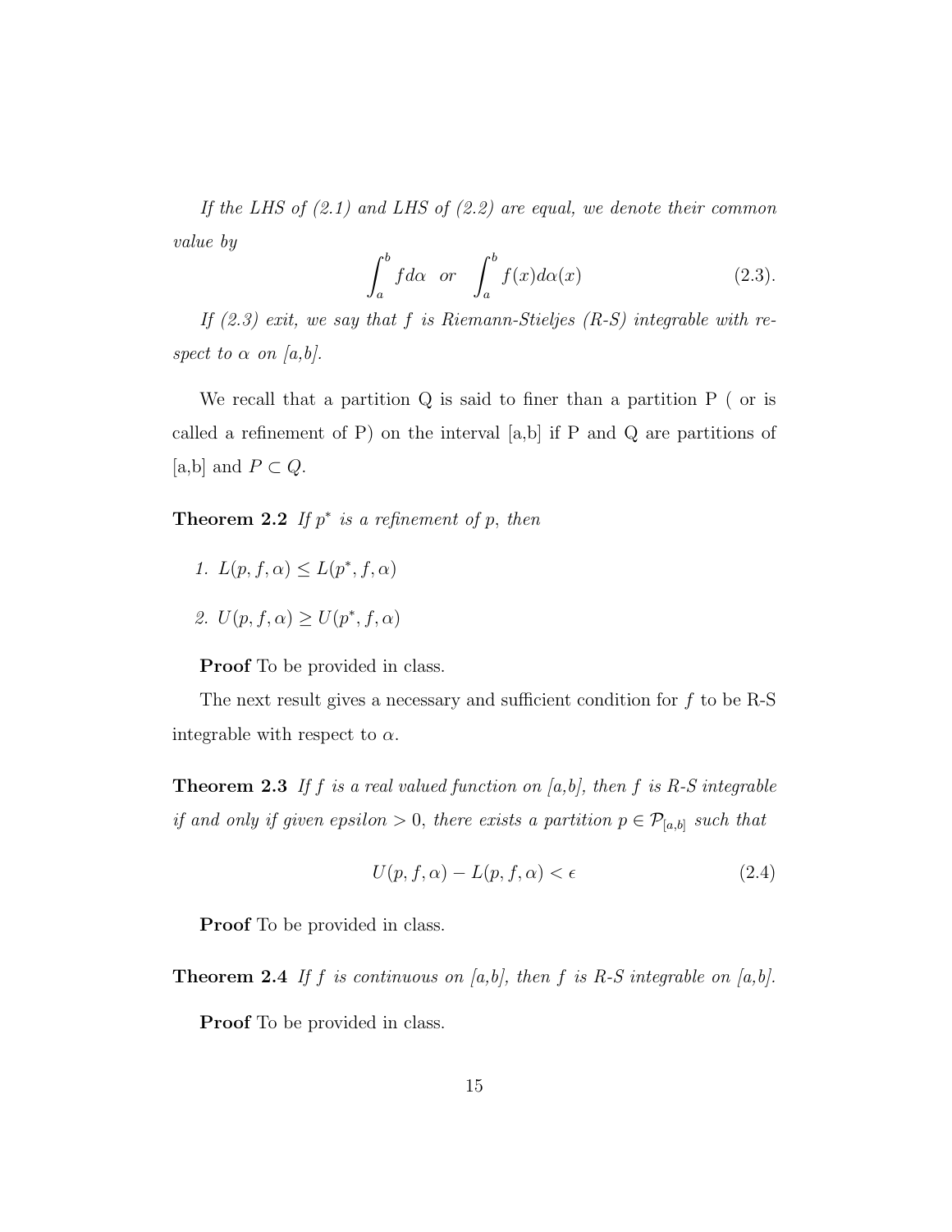*If the LHS of (2.1) and LHS of (2.2) are equal, we denote their common value by*

$$\int_a^b f d\alpha \quad or \quad \int_a^b f(x) d\alpha(x) \tag{2.3}$$

*If (2.3) exit, we say that $f$ is Riemann-Stieljes (R-S) integrable with respect to $\alpha$ on [a,b].*

We recall that a partition Q is said to finer than a partition P ( or is called a refinement of P) on the interval [a,b] if P and Q are partitions of [a,b] and $P \subset Q$.

**Theorem 2.2** *If $p^*$ is a refinement of $p$, then*

1. $L(p, f, \alpha) \leq L(p^*, f, \alpha)$
2. $U(p, f, \alpha) \geq U(p^*, f, \alpha)$

**Proof** To be provided in class.

The next result gives a necessary and sufficient condition for $f$ to be R-S integrable with respect to $\alpha$.

**Theorem 2.3** *If $f$ is a real valued function on [a,b], then $f$ is R-S integrable if and only if given epsilon $> 0$, there exists a partition $p \in \mathcal{P}_{[a,b]}$ such that*

$$U(p, f, \alpha) - L(p, f, \alpha) < \epsilon \tag{2.4}$$

**Proof** To be provided in class.

**Theorem 2.4** *If $f$ is continuous on [a,b], then $f$ is R-S integrable on [a,b].*

**Proof** To be provided in class.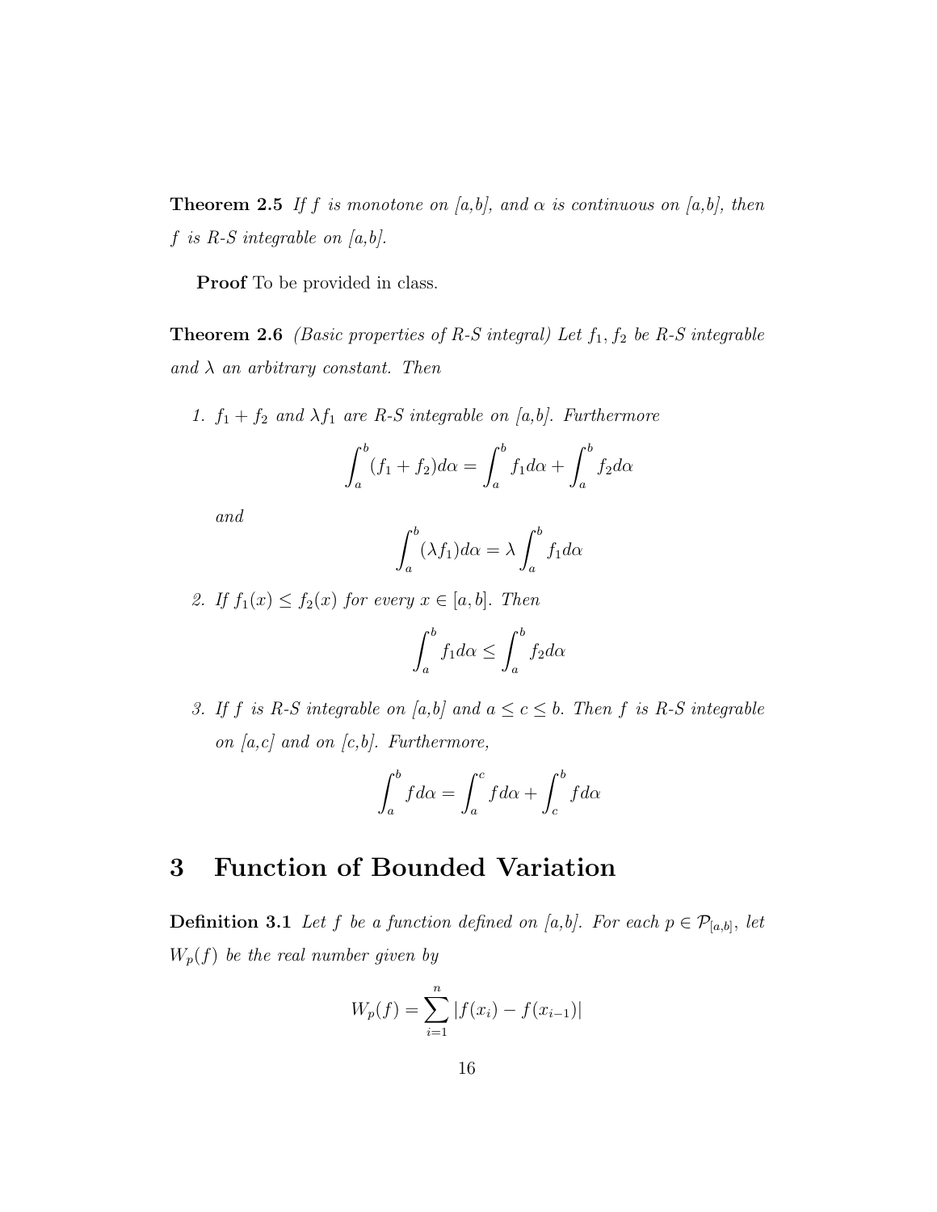**Theorem 2.5** *If $f$ is monotone on [a,b], and $\alpha$ is continuous on [a,b], then $f$ is R-S integrable on [a,b].*

**Proof** To be provided in class.

**Theorem 2.6** *(Basic properties of R-S integral) Let $f_1, f_2$ be R-S integrable and $\lambda$ an arbitrary constant. Then*

1. *$f_1 + f_2$ and $\lambda f_1$ are R-S integrable on [a,b]. Furthermore*

$$\int_a^b (f_1 + f_2) d\alpha = \int_a^b f_1 d\alpha + \int_a^b f_2 d\alpha$$

*and*

$$\int_a^b (\lambda f_1) d\alpha = \lambda \int_a^b f_1 d\alpha$$

2. *If $f_1(x) \leq f_2(x)$ for every $x \in [a, b]$. Then*

$$\int_a^b f_1 d\alpha \leq \int_a^b f_2 d\alpha$$

3. *If $f$ is R-S integrable on [a,b] and $a \leq c \leq b$. Then $f$ is R-S integrable on [a,c] and on [c,b]. Furthermore,*

$$\int_a^b f d\alpha = \int_a^c f d\alpha + \int_c^b f d\alpha$$

# 3 Function of Bounded Variation

**Definition 3.1** *Let $f$ be a function defined on [a,b]. For each $p \in \mathcal{P}_{[a,b]}$, let $W_p(f)$ be the real number given by*

$$W_p(f) = \sum_{i=1}^{n} |f(x_i) - f(x_{i-1})|$$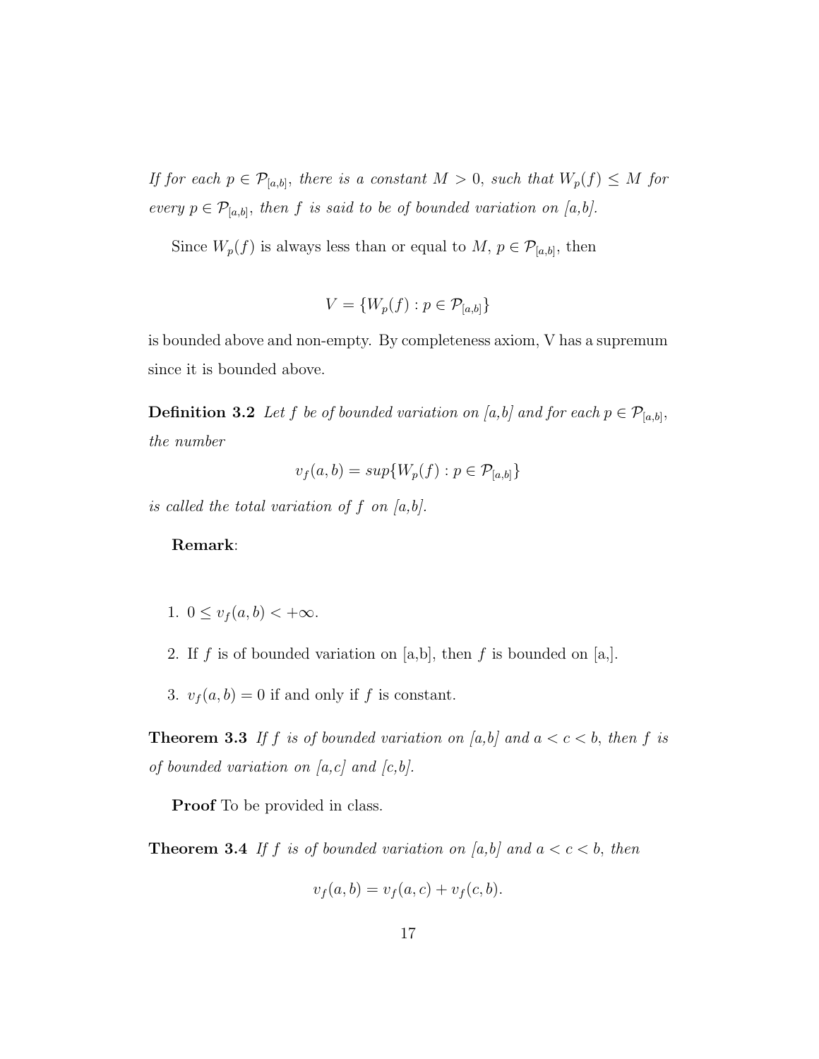*If for each $p \in \mathcal{P}_{[a,b]}$, there is a constant $M > 0$, such that $W_p(f) \leq M$ for every $p \in \mathcal{P}_{[a,b]}$, then $f$ is said to be of bounded variation on [a,b].*

Since $W_p(f)$ is always less than or equal to $M$, $p \in \mathcal{P}_{[a,b]}$, then

$$V = \{W_p(f) : p \in \mathcal{P}_{[a,b]}\}$$

is bounded above and non-empty. By completeness axiom, V has a supremum since it is bounded above.

**Definition 3.2** *Let $f$ be of bounded variation on [a,b] and for each $p \in \mathcal{P}_{[a,b]}$, the number*

$$v_f(a,b) = sup\{W_p(f) : p \in \mathcal{P}_{[a,b]}\}$$

*is called the total variation of $f$ on [a,b].*

**Remark**:

1. $0 \leq v_f(a,b) < +\infty$.
2. If $f$ is of bounded variation on [a,b], then $f$ is bounded on [a,].
3. $v_f(a,b) = 0$ if and only if $f$ is constant.

**Theorem 3.3** *If $f$ is of bounded variation on [a,b] and $a < c < b$, then $f$ is of bounded variation on [a,c] and [c,b].*

**Proof** To be provided in class.

**Theorem 3.4** *If $f$ is of bounded variation on [a,b] and $a < c < b$, then*

$$v_f(a,b) = v_f(a,c) + v_f(c,b).$$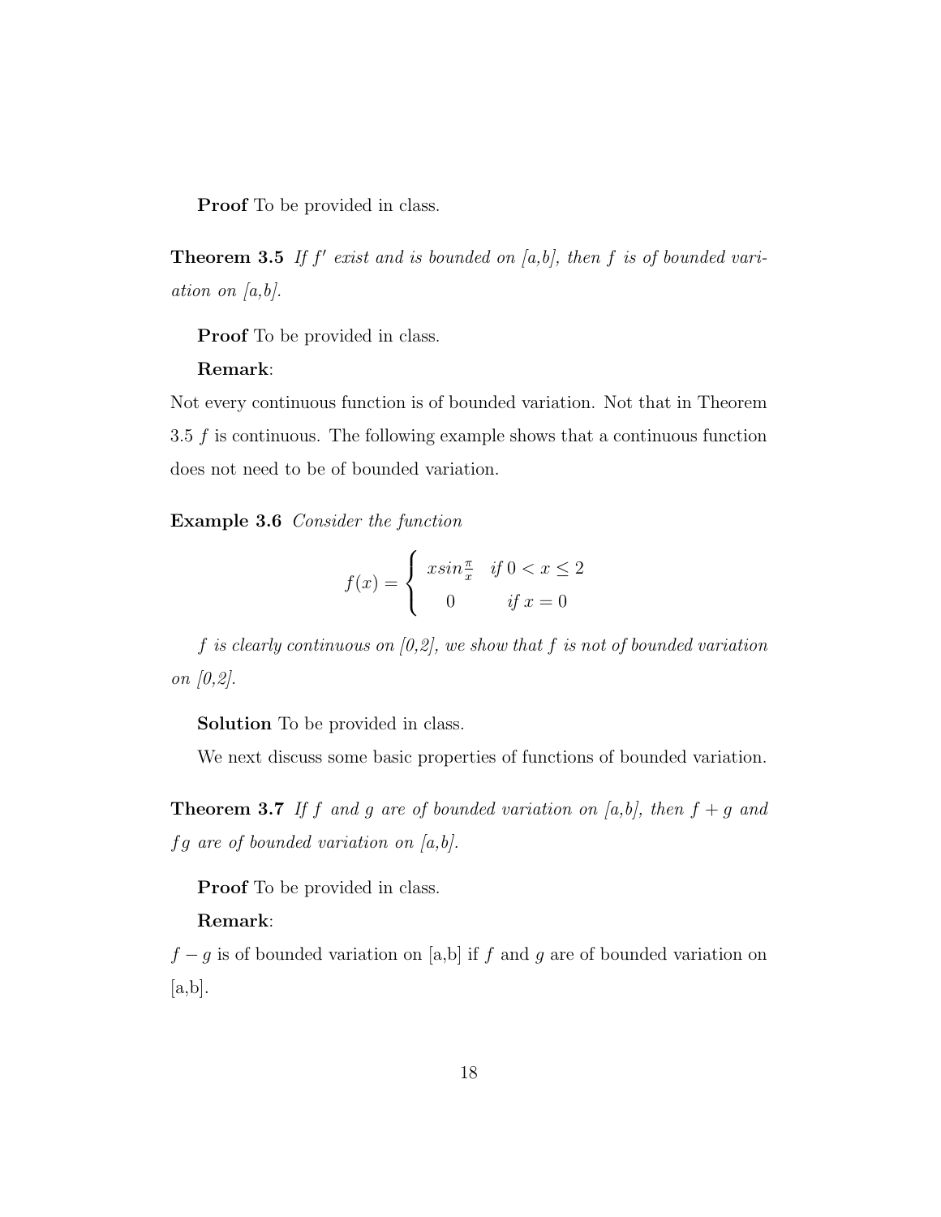**Proof** To be provided in class.

**Theorem 3.5** *If $f'$ exist and is bounded on [a,b], then $f$ is of bounded variation on [a,b].*

**Proof** To be provided in class.

**Remark**:

Not every continuous function is of bounded variation. Not that in Theorem 3.5 $f$ is continuous. The following example shows that a continuous function does not need to be of bounded variation.

**Example 3.6** *Consider the function*

$$f(x) = \begin{cases} x sin\frac{\pi}{x} & if\ 0 < x \leq 2 \\ 0 & if\ x = 0 \end{cases}$$

*$f$ is clearly continuous on [0,2], we show that $f$ is not of bounded variation on [0,2].*

**Solution** To be provided in class.

We next discuss some basic properties of functions of bounded variation.

**Theorem 3.7** *If $f$ and $g$ are of bounded variation on [a,b], then $f + g$ and $fg$ are of bounded variation on [a,b].*

**Proof** To be provided in class.

**Remark**:

$f - g$ is of bounded variation on [a,b] if $f$ and $g$ are of bounded variation on [a,b].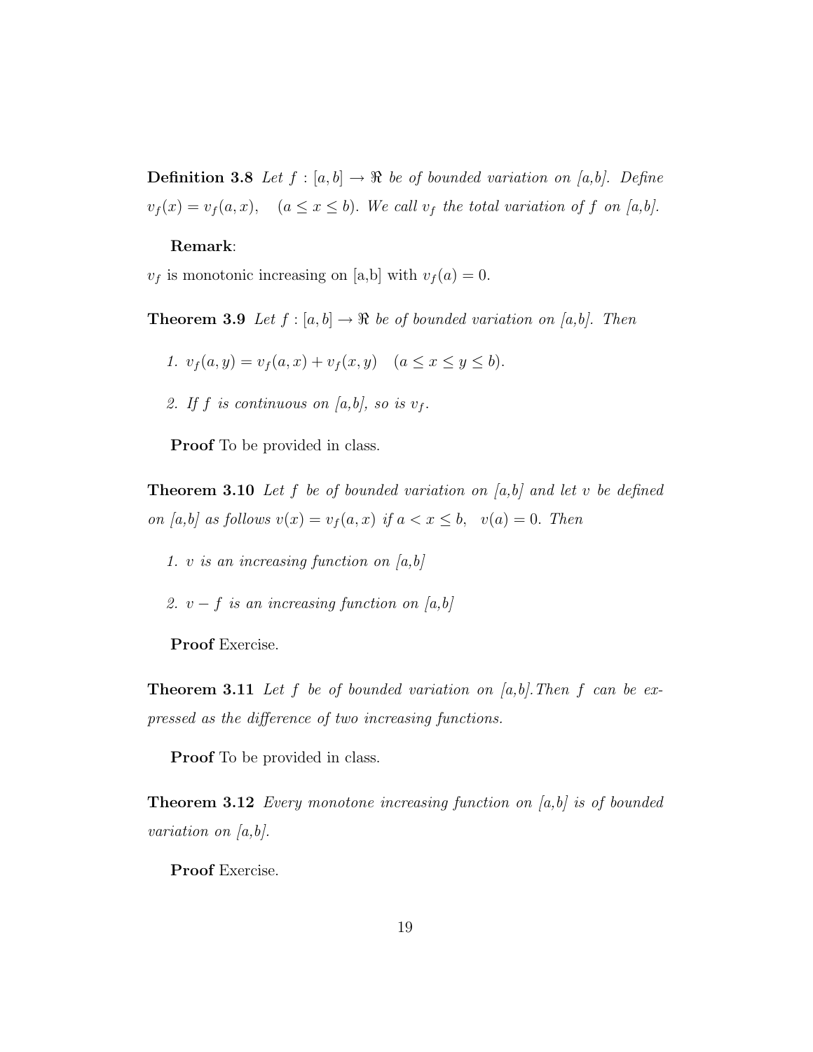**Definition 3.8** *Let $f : [a, b] \to \Re$ be of bounded variation on [a,b]. Define $v_f(x) = v_f(a, x), \quad (a \leq x \leq b)$. We call $v_f$ the total variation of $f$ on [a,b].*

**Remark**:

$v_f$ is monotonic increasing on [a,b] with $v_f(a) = 0$.

**Theorem 3.9** *Let $f : [a, b] \to \Re$ be of bounded variation on [a,b]. Then*

1. *$v_f(a, y) = v_f(a, x) + v_f(x, y) \quad (a \leq x \leq y \leq b)$.*
2. *If $f$ is continuous on [a,b], so is $v_f$.*

**Proof** To be provided in class.

**Theorem 3.10** *Let $f$ be of bounded variation on [a,b] and let $v$ be defined on [a,b] as follows $v(x) = v_f(a, x)$ if $a < x \leq b, \quad v(a) = 0$. Then*

1. *$v$ is an increasing function on [a,b]*
2. *$v - f$ is an increasing function on [a,b]*

**Proof** Exercise.

**Theorem 3.11** *Let $f$ be of bounded variation on [a,b].Then $f$ can be expressed as the difference of two increasing functions.*

**Proof** To be provided in class.

**Theorem 3.12** *Every monotone increasing function on [a,b] is of bounded variation on [a,b].*

**Proof** Exercise.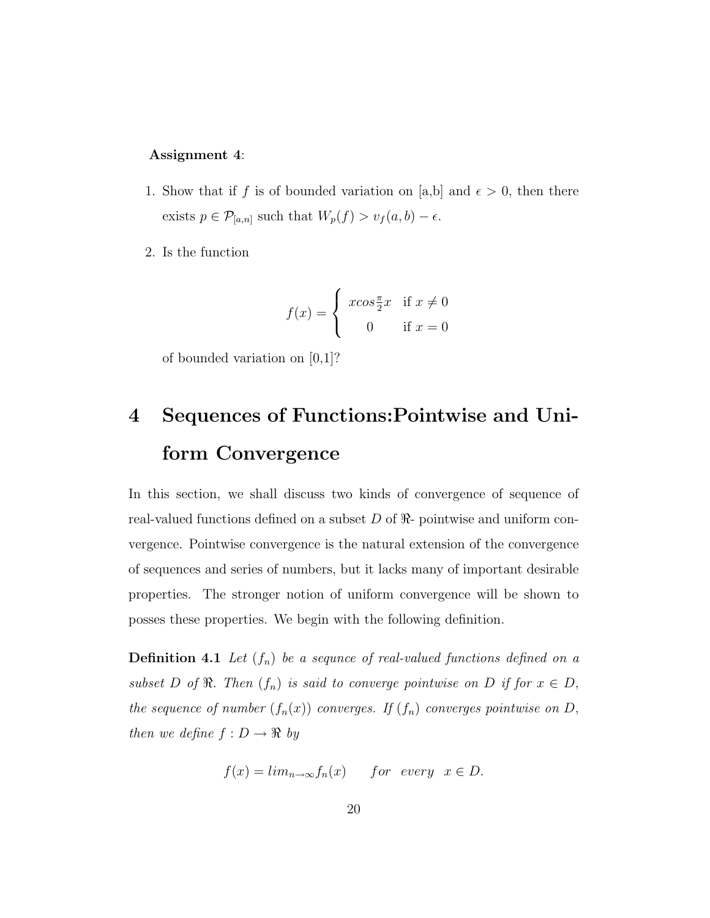**Assignment 4**:

1. Show that if $f$ is of bounded variation on [a,b] and $\epsilon > 0$, then there exists $p \in \mathcal{P}_{[a,n]}$ such that $W_p(f) > v_f(a, b) - \epsilon$.

2. Is the function

$$f(x) = \begin{cases} xcos\frac{\pi}{2}x & \text{if } x \neq 0 \\ 0 & \text{if } x = 0 \end{cases}$$

of bounded variation on [0,1]?

# 4 Sequences of Functions:Pointwise and Uniform Convergence

In this section, we shall discuss two kinds of convergence of sequence of real-valued functions defined on a subset $D$ of $\Re$- pointwise and uniform convergence. Pointwise convergence is the natural extension of the convergence of sequences and series of numbers, but it lacks many of important desirable properties. The stronger notion of uniform convergence will be shown to posses these properties. We begin with the following definition.

**Definition 4.1** *Let $(f_n)$ be a sequnce of real-valued functions defined on a subset $D$ of $\Re$. Then $(f_n)$ is said to converge pointwise on $D$ if for $x \in D$, the sequence of number $(f_n(x))$ converges. If $(f_n)$ converges pointwise on $D$, then we define $f : D \rightarrow \Re$ by*

$$f(x) = lim_{n\rightarrow\infty} f_n(x) \qquad for \quad every \quad x \in D.$$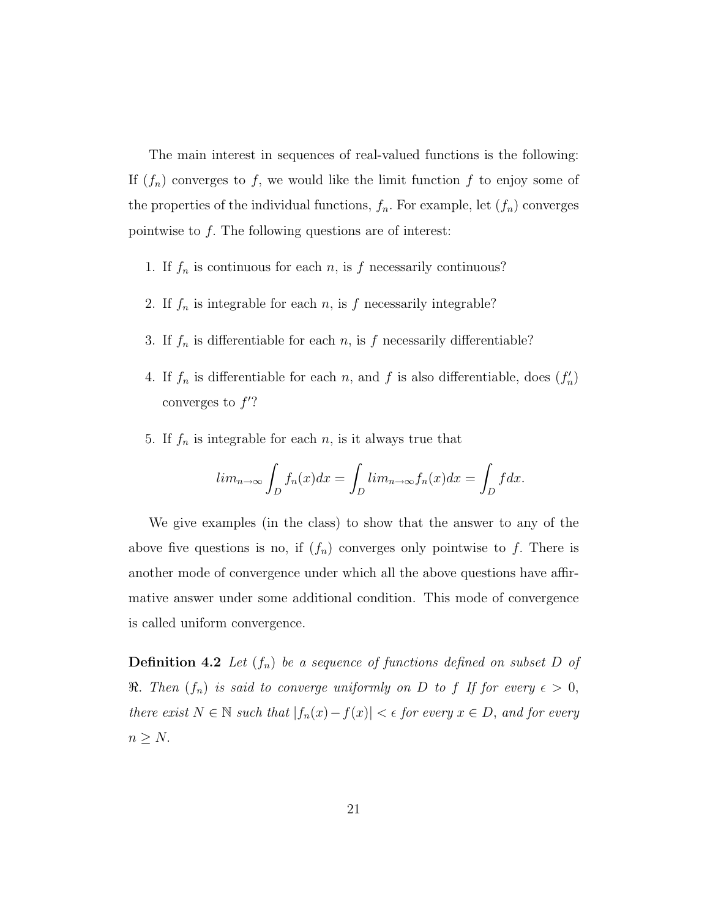The main interest in sequences of real-valued functions is the following: If $(f_n)$ converges to $f$, we would like the limit function $f$ to enjoy some of the properties of the individual functions, $f_n$. For example, let $(f_n)$ converges pointwise to $f$. The following questions are of interest:

1. If $f_n$ is continuous for each $n$, is $f$ necessarily continuous?
2. If $f_n$ is integrable for each $n$, is $f$ necessarily integrable?
3. If $f_n$ is differentiable for each $n$, is $f$ necessarily differentiable?
4. If $f_n$ is differentiable for each $n$, and $f$ is also differentiable, does $(f'_n)$ converges to $f'$?
5. If $f_n$ is integrable for each $n$, is it always true that

$$lim_{n\to\infty}\int_D f_n(x)dx = \int_D lim_{n\to\infty} f_n(x)dx = \int_D f dx.$$

We give examples (in the class) to show that the answer to any of the above five questions is no, if $(f_n)$ converges only pointwise to $f$. There is another mode of convergence under which all the above questions have affirmative answer under some additional condition. This mode of convergence is called uniform convergence.

**Definition 4.2** *Let $(f_n)$ be a sequence of functions defined on subset $D$ of $\Re$. Then $(f_n)$ is said to converge uniformly on $D$ to $f$ If for every $\epsilon > 0$, there exist $N \in \mathbb{N}$ such that $|f_n(x) - f(x)| < \epsilon$ for every $x \in D$, and for every $n \geq N$.*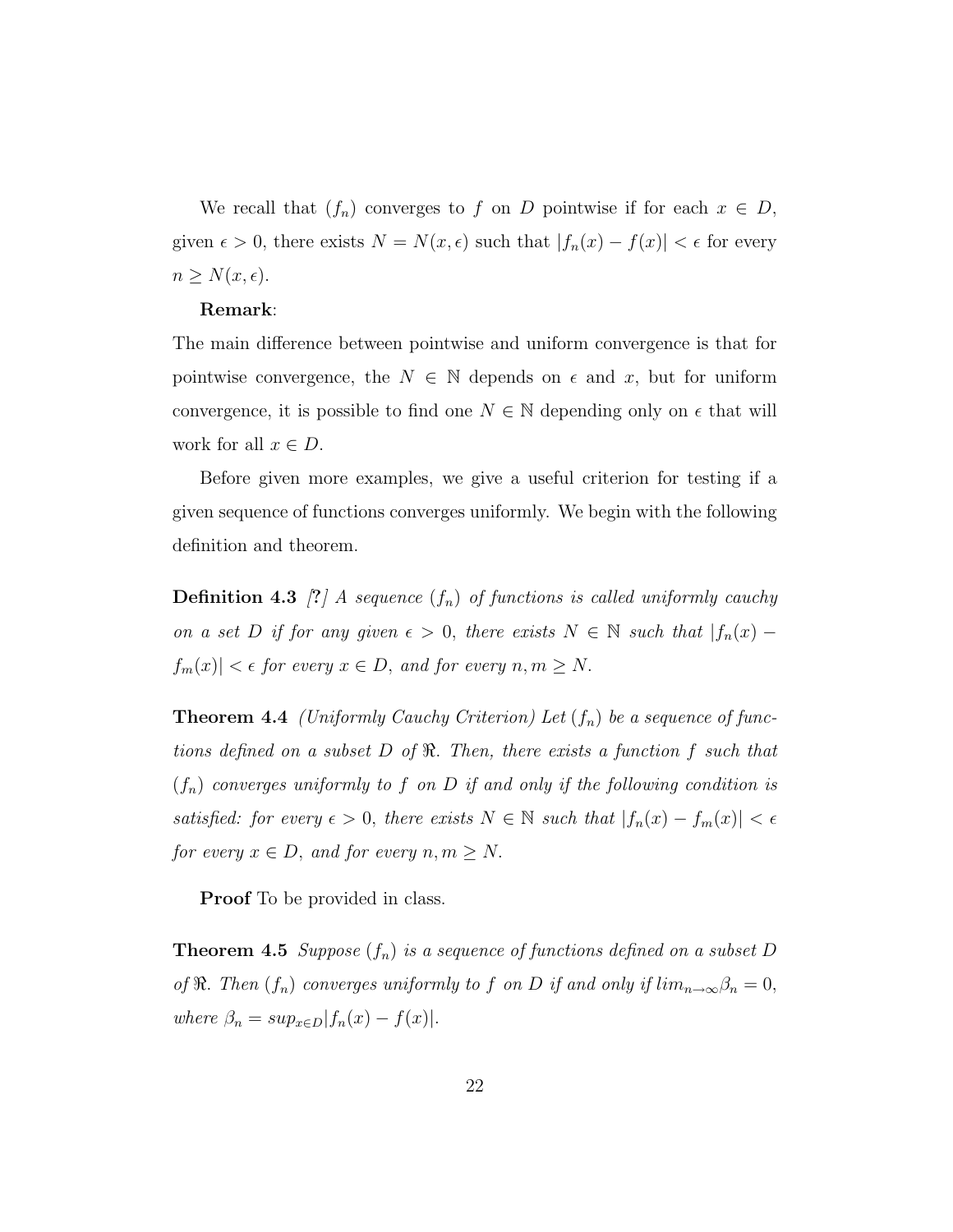We recall that $(f_n)$ converges to $f$ on $D$ pointwise if for each $x \in D$, given $\epsilon > 0$, there exists $N = N(x, \epsilon)$ such that $|f_n(x) - f(x)| < \epsilon$ for every $n \geq N(x, \epsilon)$.

**Remark**:

The main difference between pointwise and uniform convergence is that for pointwise convergence, the $N \in \mathbb{N}$ depends on $\epsilon$ and $x$, but for uniform convergence, it is possible to find one $N \in \mathbb{N}$ depending only on $\epsilon$ that will work for all $x \in D$.

Before given more examples, we give a useful criterion for testing if a given sequence of functions converges uniformly. We begin with the following definition and theorem.

**Definition 4.3** *[**?**] A sequence $(f_n)$ of functions is called uniformly cauchy on a set $D$ if for any given $\epsilon > 0$, there exists $N \in \mathbb{N}$ such that $|f_n(x) - f_m(x)| < \epsilon$ for every $x \in D$, and for every $n, m \geq N$.*

**Theorem 4.4** *(Uniformly Cauchy Criterion) Let $(f_n)$ be a sequence of functions defined on a subset $D$ of $\Re$. Then, there exists a function $f$ such that $(f_n)$ converges uniformly to $f$ on $D$ if and only if the following condition is satisfied: for every $\epsilon > 0$, there exists $N \in \mathbb{N}$ such that $|f_n(x) - f_m(x)| < \epsilon$ for every $x \in D$, and for every $n, m \geq N$.*

**Proof** To be provided in class.

**Theorem 4.5** *Suppose $(f_n)$ is a sequence of functions defined on a subset $D$ of $\Re$. Then $(f_n)$ converges uniformly to $f$ on $D$ if and only if $lim_{n \to \infty} \beta_n = 0$, where $\beta_n = sup_{x \in D}|f_n(x) - f(x)|$.*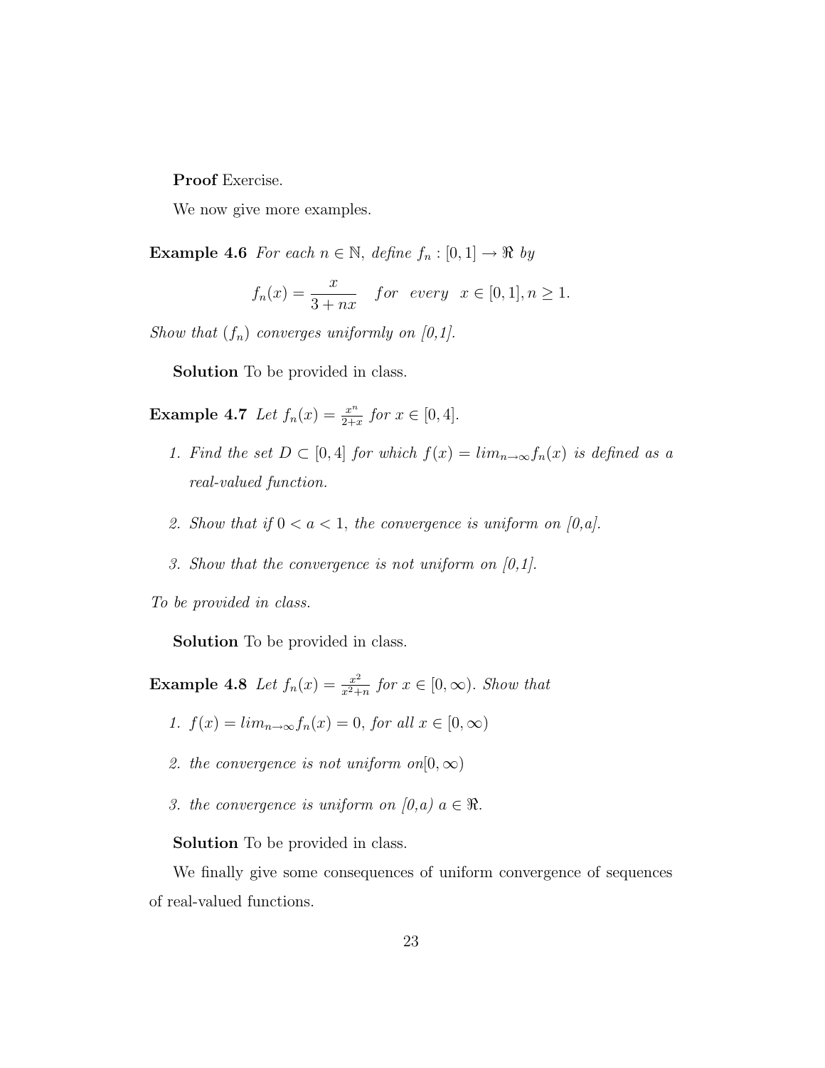**Proof** Exercise.

We now give more examples.

**Example 4.6** *For each $n \in \mathbb{N}$, define $f_n : [0,1] \to \Re$ by*

$$f_n(x) = \frac{x}{3+nx} \quad for \quad every \quad x \in [0,1], n \geq 1.$$

*Show that $(f_n)$ converges uniformly on [0,1].*

**Solution** To be provided in class.

**Example 4.7** *Let $f_n(x) = \frac{x^n}{2+x}$ for $x \in [0,4]$.*

1. *Find the set $D \subset [0,4]$ for which $f(x) = lim_{n\to\infty} f_n(x)$ is defined as a real-valued function.*
2. *Show that if $0 < a < 1$, the convergence is uniform on [0,a].*
3. *Show that the convergence is not uniform on [0,1].*

*To be provided in class.*

**Solution** To be provided in class.

**Example 4.8** *Let $f_n(x) = \frac{x^2}{x^2+n}$ for $x \in [0,\infty)$. Show that*

1. *$f(x) = lim_{n\to\infty} f_n(x) = 0$, for all $x \in [0,\infty)$*
2. *the convergence is not uniform on$[0,\infty)$*
3. *the convergence is uniform on [0,a) $a \in \Re$.*

**Solution** To be provided in class.

We finally give some consequences of uniform convergence of sequences of real-valued functions.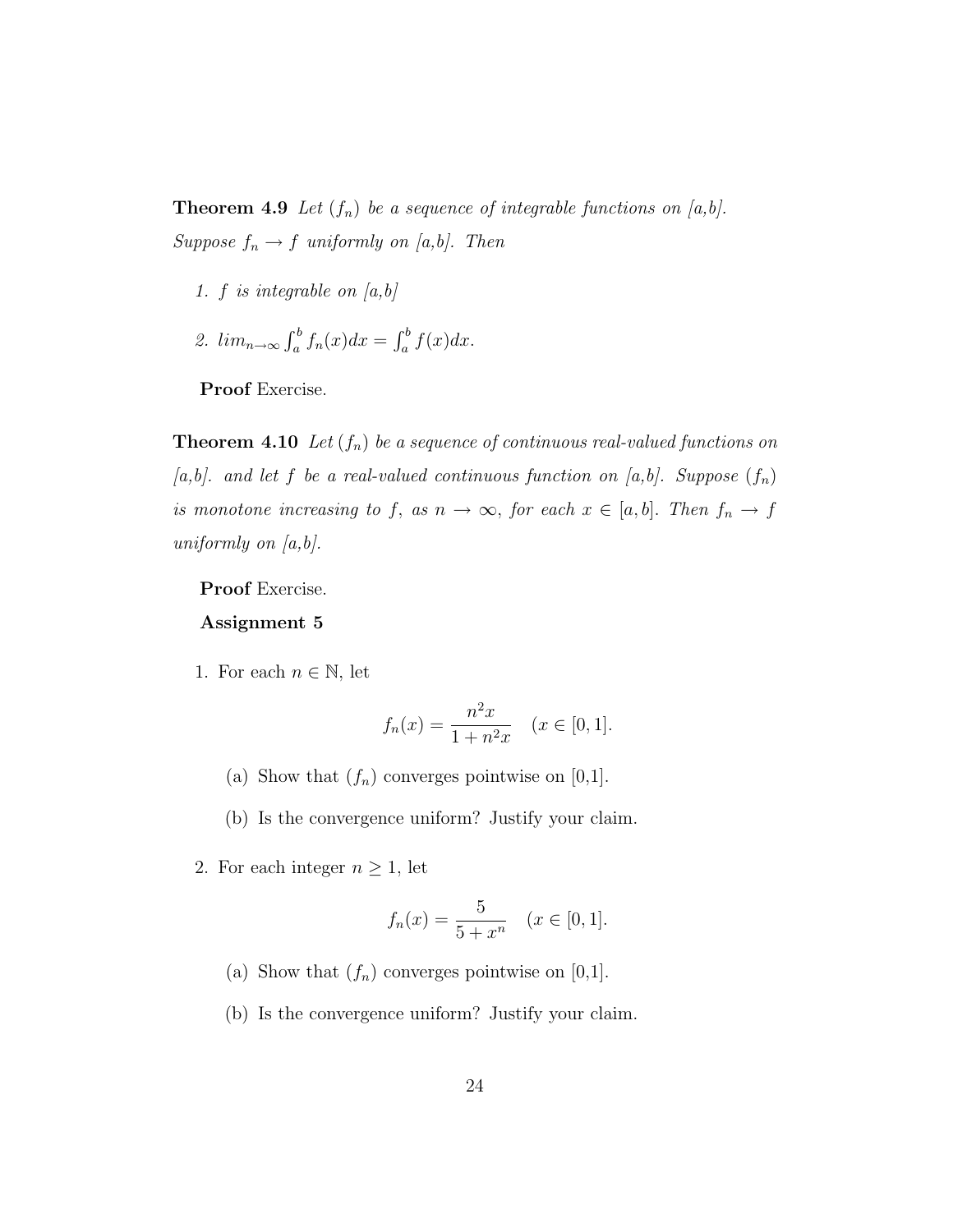**Theorem 4.9** *Let $(f_n)$ be a sequence of integrable functions on [a,b]. Suppose $f_n \to f$ uniformly on [a,b]. Then*

1. *$f$ is integrable on [a,b]*

2. *$lim_{n\to\infty} \int_a^b f_n(x)dx = \int_a^b f(x)dx$.*

**Proof** Exercise.

**Theorem 4.10** *Let $(f_n)$ be a sequence of continuous real-valued functions on [a,b]. and let $f$ be a real-valued continuous function on [a,b]. Suppose $(f_n)$ is monotone increasing to $f$, as $n \to \infty$, for each $x \in [a,b]$. Then $f_n \to f$ uniformly on [a,b].*

**Proof** Exercise.

**Assignment 5**

1. For each $n \in \mathbb{N}$, let

$$f_n(x) = \frac{n^2 x}{1 + n^2 x} \quad (x \in [0,1].$$

   (a) Show that $(f_n)$ converges pointwise on [0,1].

   (b) Is the convergence uniform? Justify your claim.

2. For each integer $n \geq 1$, let

$$f_n(x) = \frac{5}{5 + x^n} \quad (x \in [0,1].$$

   (a) Show that $(f_n)$ converges pointwise on [0,1].

   (b) Is the convergence uniform? Justify your claim.